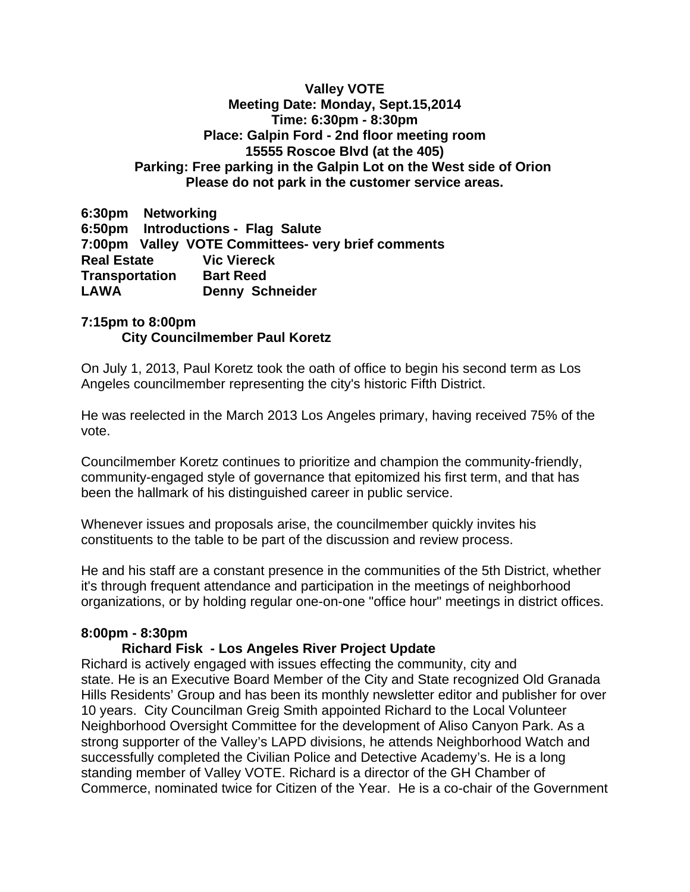**Valley VOTE**
**Meeting Date: Monday, Sept.15,2014**
**Time: 6:30pm - 8:30pm**
**Place: Galpin Ford - 2nd floor meeting room**
**15555 Roscoe Blvd (at the 405)**
**Parking: Free parking in the Galpin Lot on the West side of Orion**
**Please do not park in the customer service areas.**

**6:30pm Networking**
**6:50pm Introductions - Flag Salute**
**7:00pm Valley VOTE Committees- very brief comments**

| | |
|---|---|
| **Real Estate** | **Vic Viereck** |
| **Transportation** | **Bart Reed** |
| **LAWA** | **Denny Schneider** |

**7:15pm to 8:00pm**
**City Councilmember Paul Koretz**

On July 1, 2013, Paul Koretz took the oath of office to begin his second term as Los Angeles councilmember representing the city's historic Fifth District.

He was reelected in the March 2013 Los Angeles primary, having received 75% of the vote.

Councilmember Koretz continues to prioritize and champion the community-friendly, community-engaged style of governance that epitomized his first term, and that has been the hallmark of his distinguished career in public service.

Whenever issues and proposals arise, the councilmember quickly invites his constituents to the table to be part of the discussion and review process.

He and his staff are a constant presence in the communities of the 5th District, whether it's through frequent attendance and participation in the meetings of neighborhood organizations, or by holding regular one-on-one "office hour" meetings in district offices.

**8:00pm - 8:30pm**
**Richard Fisk - Los Angeles River Project Update**

Richard is actively engaged with issues effecting the community, city and state. He is an Executive Board Member of the City and State recognized Old Granada Hills Residents' Group and has been its monthly newsletter editor and publisher for over 10 years. City Councilman Greig Smith appointed Richard to the Local Volunteer Neighborhood Oversight Committee for the development of Aliso Canyon Park. As a strong supporter of the Valley's LAPD divisions, he attends Neighborhood Watch and successfully completed the Civilian Police and Detective Academy's. He is a long standing member of Valley VOTE. Richard is a director of the GH Chamber of Commerce, nominated twice for Citizen of the Year. He is a co-chair of the Government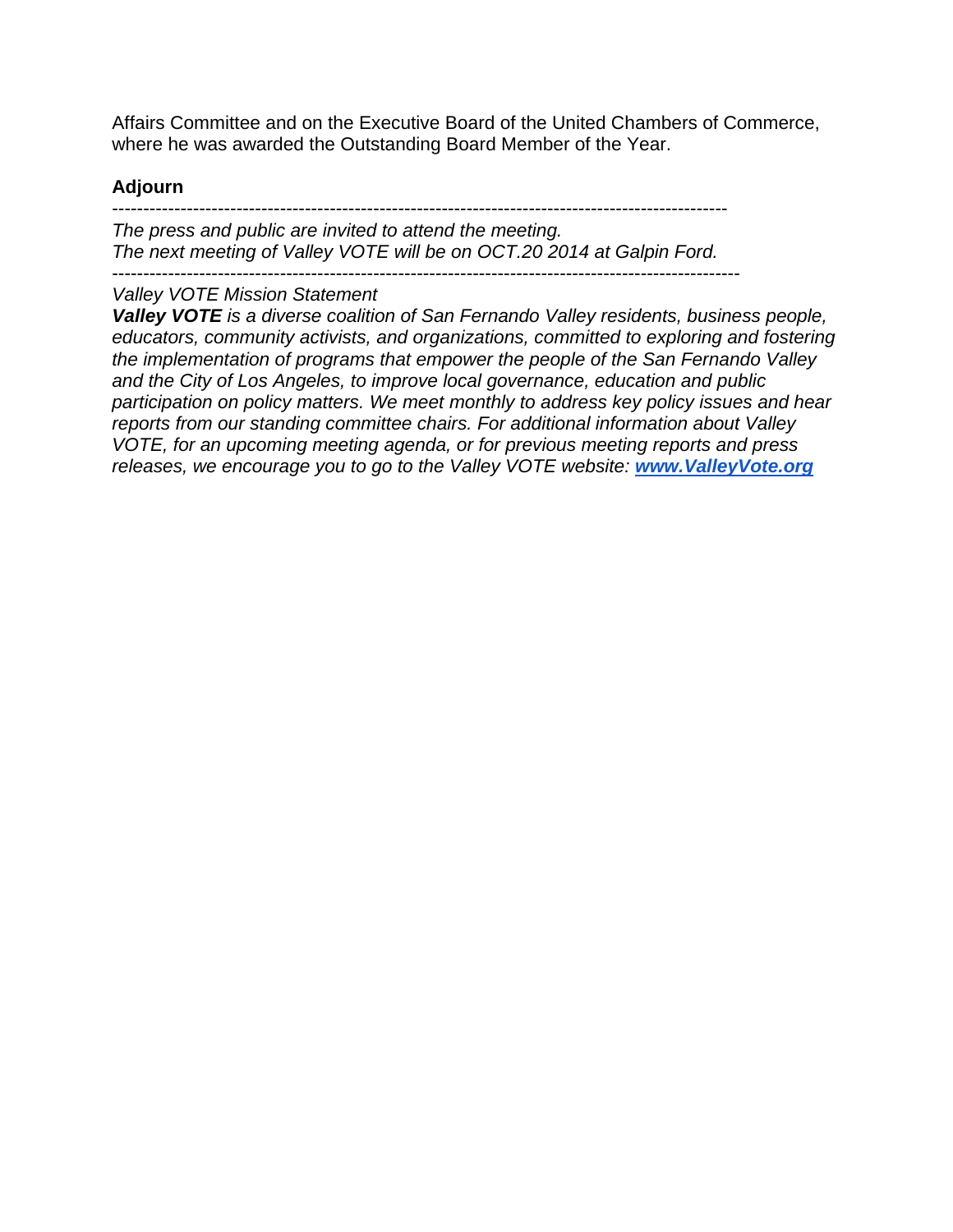Affairs Committee and on the Executive Board of the United Chambers of Commerce, where he was awarded the Outstanding Board Member of the Year.

**Adjourn**

---

*The press and public are invited to attend the meeting.*
*The next meeting of Valley VOTE will be on OCT.20 2014 at Galpin Ford.*

---

*Valley VOTE Mission Statement*

***Valley VOTE** is a diverse coalition of San Fernando Valley residents, business people, educators, community activists, and organizations, committed to exploring and fostering the implementation of programs that empower the people of the San Fernando Valley and the City of Los Angeles, to improve local governance, education and public participation on policy matters. We meet monthly to address key policy issues and hear reports from our standing committee chairs. For additional information about Valley VOTE, for an upcoming meeting agenda, or for previous meeting reports and press releases, we encourage you to go to the Valley VOTE website:* ***www.ValleyVote.org***